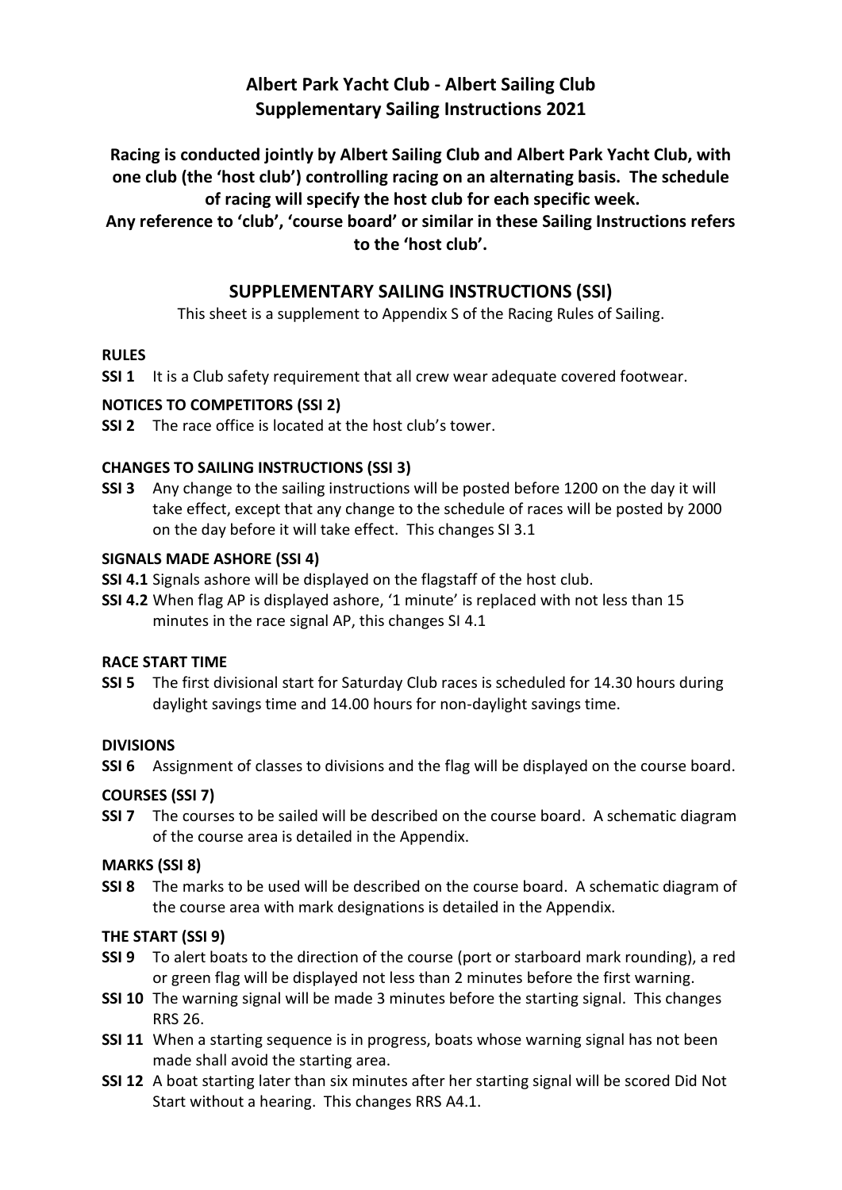# Albert Park Yacht Club - Albert Sailing Club
# Supplementary Sailing Instructions 2021

**Racing is conducted jointly by Albert Sailing Club and Albert Park Yacht Club, with one club (the 'host club') controlling racing on an alternating basis. The schedule of racing will specify the host club for each specific week.**
**Any reference to 'club', 'course board' or similar in these Sailing Instructions refers to the 'host club'.**

## SUPPLEMENTARY SAILING INSTRUCTIONS (SSI)

This sheet is a supplement to Appendix S of the Racing Rules of Sailing.

### RULES

**SSI 1** It is a Club safety requirement that all crew wear adequate covered footwear.

### NOTICES TO COMPETITORS (SSI 2)

**SSI 2** The race office is located at the host club's tower.

### CHANGES TO SAILING INSTRUCTIONS (SSI 3)

**SSI 3** Any change to the sailing instructions will be posted before 1200 on the day it will take effect, except that any change to the schedule of races will be posted by 2000 on the day before it will take effect. This changes SI 3.1

### SIGNALS MADE ASHORE (SSI 4)

**SSI 4.1** Signals ashore will be displayed on the flagstaff of the host club.

**SSI 4.2** When flag AP is displayed ashore, '1 minute' is replaced with not less than 15 minutes in the race signal AP, this changes SI 4.1

### RACE START TIME

**SSI 5** The first divisional start for Saturday Club races is scheduled for 14.30 hours during daylight savings time and 14.00 hours for non-daylight savings time.

### DIVISIONS

**SSI 6** Assignment of classes to divisions and the flag will be displayed on the course board.

### COURSES (SSI 7)

**SSI 7** The courses to be sailed will be described on the course board. A schematic diagram of the course area is detailed in the Appendix.

### MARKS (SSI 8)

**SSI 8** The marks to be used will be described on the course board. A schematic diagram of the course area with mark designations is detailed in the Appendix.

### THE START (SSI 9)

**SSI 9** To alert boats to the direction of the course (port or starboard mark rounding), a red or green flag will be displayed not less than 2 minutes before the first warning.

**SSI 10** The warning signal will be made 3 minutes before the starting signal. This changes RRS 26.

**SSI 11** When a starting sequence is in progress, boats whose warning signal has not been made shall avoid the starting area.

**SSI 12** A boat starting later than six minutes after her starting signal will be scored Did Not Start without a hearing. This changes RRS A4.1.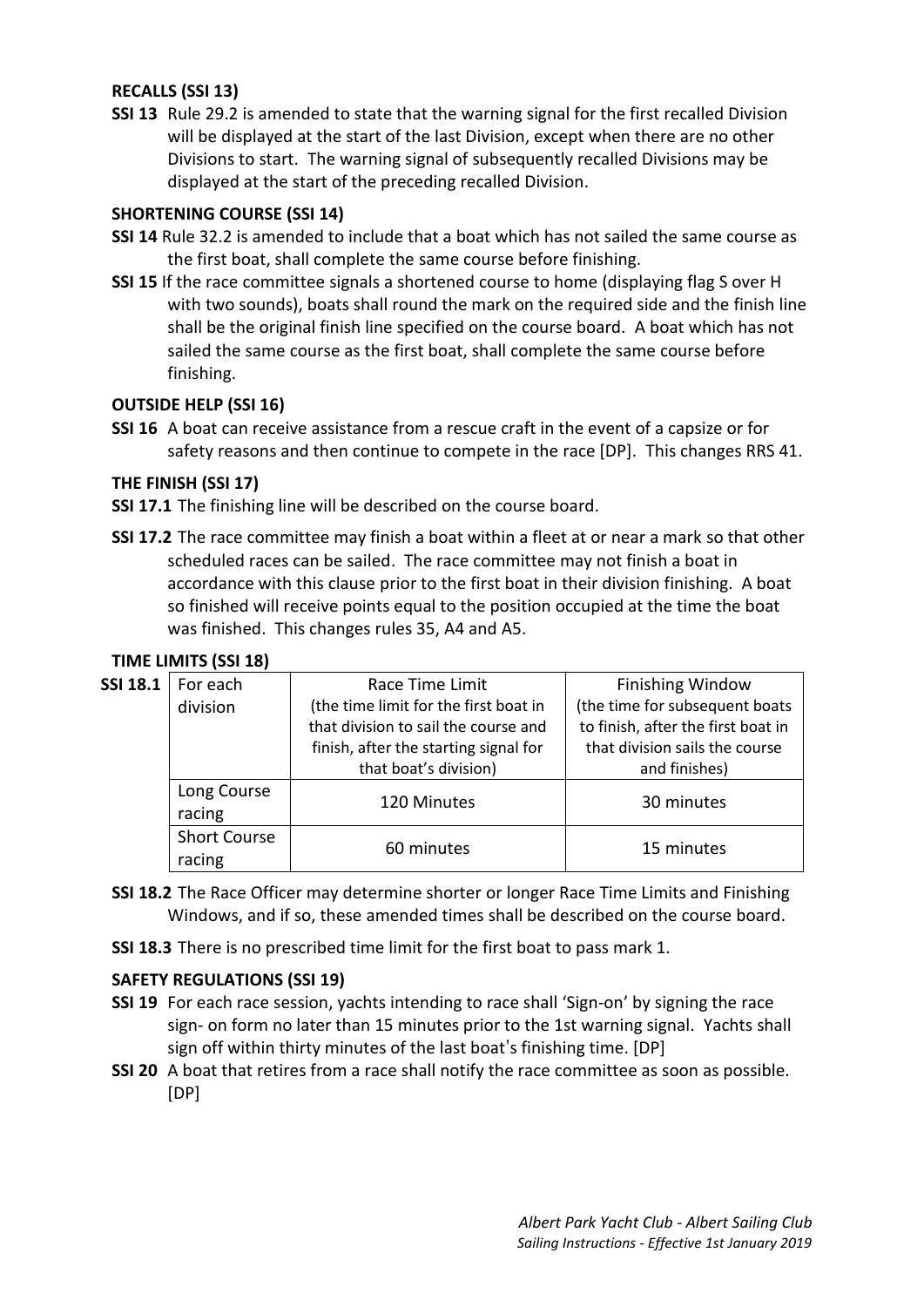**RECALLS (SSI 13)**

**SSI 13** Rule 29.2 is amended to state that the warning signal for the first recalled Division will be displayed at the start of the last Division, except when there are no other Divisions to start. The warning signal of subsequently recalled Divisions may be displayed at the start of the preceding recalled Division.

**SHORTENING COURSE (SSI 14)**

**SSI 14** Rule 32.2 is amended to include that a boat which has not sailed the same course as the first boat, shall complete the same course before finishing.

**SSI 15** If the race committee signals a shortened course to home (displaying flag S over H with two sounds), boats shall round the mark on the required side and the finish line shall be the original finish line specified on the course board. A boat which has not sailed the same course as the first boat, shall complete the same course before finishing.

**OUTSIDE HELP (SSI 16)**

**SSI 16** A boat can receive assistance from a rescue craft in the event of a capsize or for safety reasons and then continue to compete in the race [DP]. This changes RRS 41.

**THE FINISH (SSI 17)**

**SSI 17.1** The finishing line will be described on the course board.

**SSI 17.2** The race committee may finish a boat within a fleet at or near a mark so that other scheduled races can be sailed. The race committee may not finish a boat in accordance with this clause prior to the first boat in their division finishing. A boat so finished will receive points equal to the position occupied at the time the boat was finished. This changes rules 35, A4 and A5.

**TIME LIMITS (SSI 18)**

**SSI 18.1**

| For each division | Race Time Limit (the time limit for the first boat in that division to sail the course and finish, after the starting signal for that boat's division) | Finishing Window (the time for subsequent boats to finish, after the first boat in that division sails the course and finishes) |
|---|---|---|
| Long Course racing | 120 Minutes | 30 minutes |
| Short Course racing | 60 minutes | 15 minutes |

**SSI 18.2** The Race Officer may determine shorter or longer Race Time Limits and Finishing Windows, and if so, these amended times shall be described on the course board.

**SSI 18.3** There is no prescribed time limit for the first boat to pass mark 1.

**SAFETY REGULATIONS (SSI 19)**

**SSI 19** For each race session, yachts intending to race shall 'Sign-on' by signing the race sign- on form no later than 15 minutes prior to the 1st warning signal. Yachts shall sign off within thirty minutes of the last boat's finishing time. [DP]

**SSI 20** A boat that retires from a race shall notify the race committee as soon as possible. [DP]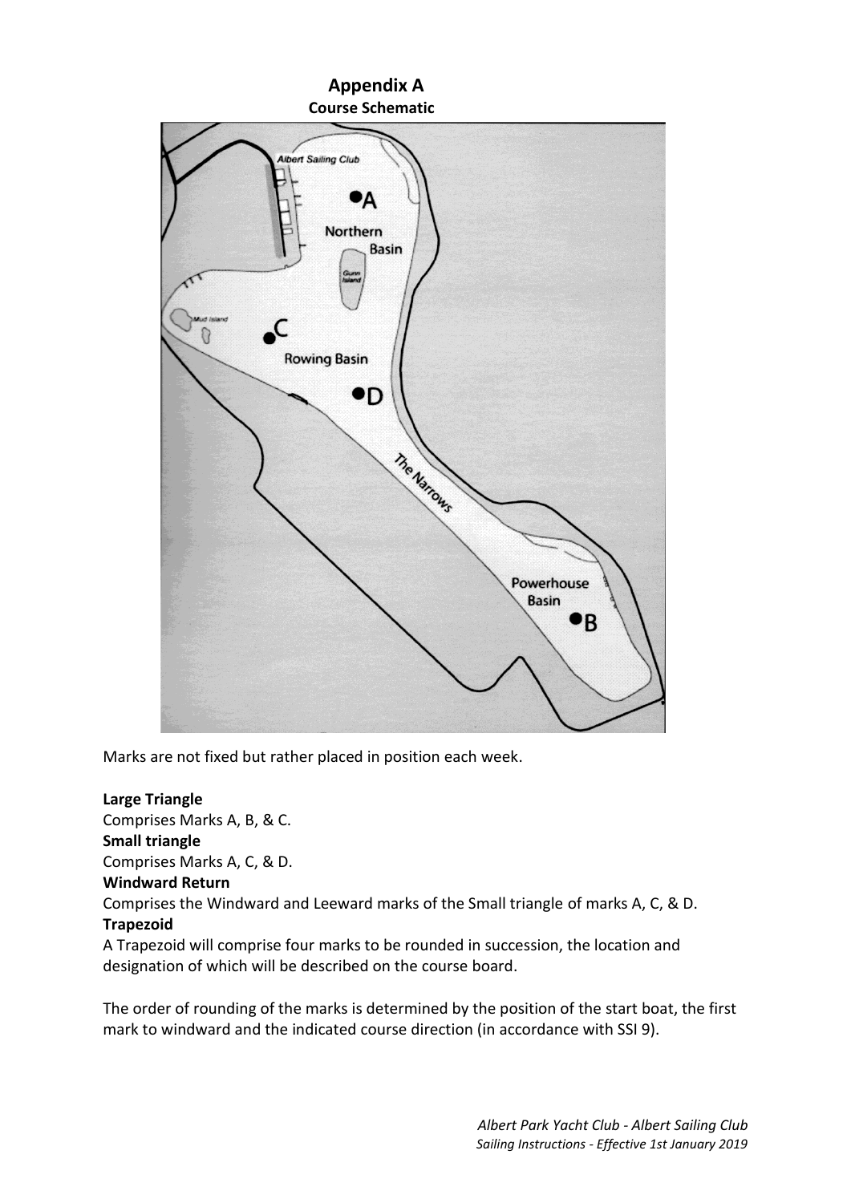## Appendix A

### Course Schematic

Albert Sailing Club

A

Northern Basin

Gunn Island

Mud Island

C

Rowing Basin

D

The Narrows

Powerhouse Basin

B

Marks are not fixed but rather placed in position each week.

**Large Triangle**
Comprises Marks A, B, & C.

**Small triangle**
Comprises Marks A, C, & D.

**Windward Return**
Comprises the Windward and Leeward marks of the Small triangle of marks A, C, & D.

**Trapezoid**
A Trapezoid will comprise four marks to be rounded in succession, the location and designation of which will be described on the course board.

The order of rounding of the marks is determined by the position of the start boat, the first mark to windward and the indicated course direction (in accordance with SSI 9).